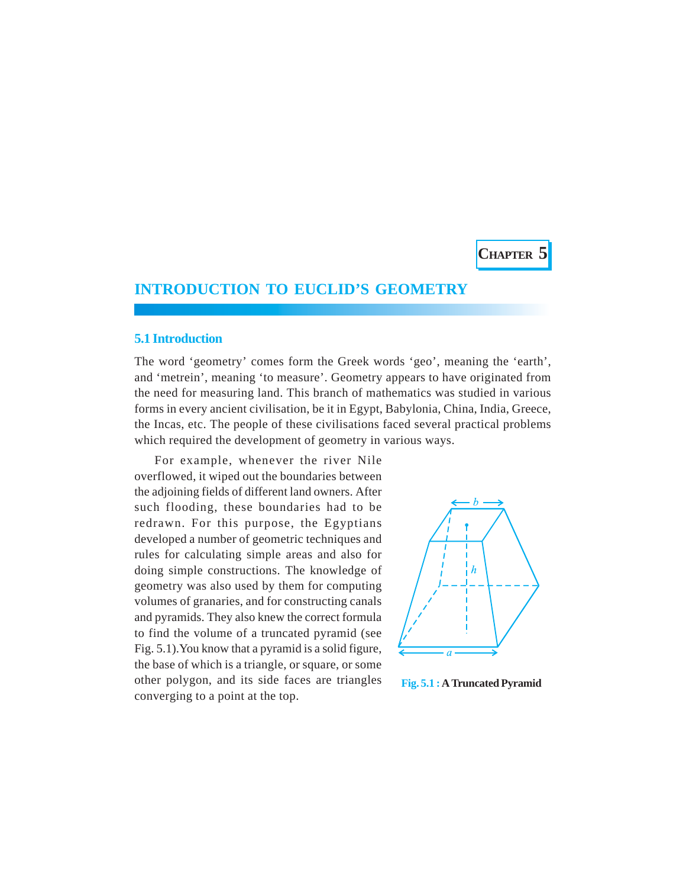CHAPTER 5

# INTRODUCTION TO EUCLID'S GEOMETRY

## 5.1 Introduction

The word 'geometry' comes form the Greek words 'geo', meaning the 'earth', and 'metrein', meaning 'to measure'. Geometry appears to have originated from the need for measuring land. This branch of mathematics was studied in various forms in every ancient civilisation, be it in Egypt, Babylonia, China, India, Greece, the Incas, etc. The people of these civilisations faced several practical problems which required the development of geometry in various ways.

For example, whenever the river Nile overflowed, it wiped out the boundaries between the adjoining fields of different land owners. After such flooding, these boundaries had to be redrawn. For this purpose, the Egyptians developed a number of geometric techniques and rules for calculating simple areas and also for doing simple constructions. The knowledge of geometry was also used by them for computing volumes of granaries, and for constructing canals and pyramids. They also knew the correct formula to find the volume of a truncated pyramid (see Fig. 5.1). You know that a pyramid is a solid figure, the base of which is a triangle, or square, or some other polygon, and its side faces are triangles converging to a point at the top.

**Fig. 5.1 : A Truncated Pyramid**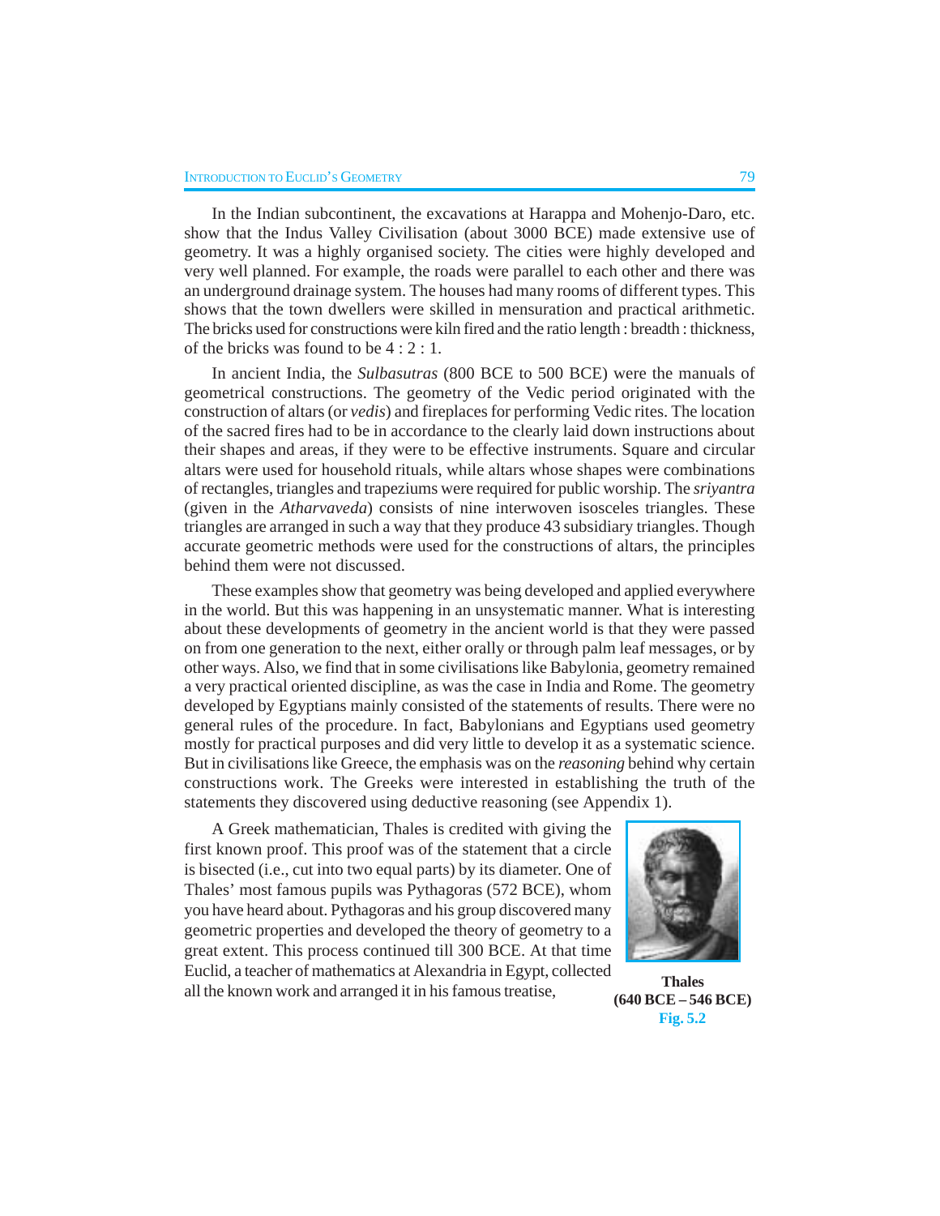In the Indian subcontinent, the excavations at Harappa and Mohenjo-Daro, etc. show that the Indus Valley Civilisation (about 3000 BCE) made extensive use of geometry. It was a highly organised society. The cities were highly developed and very well planned. For example, the roads were parallel to each other and there was an underground drainage system. The houses had many rooms of different types. This shows that the town dwellers were skilled in mensuration and practical arithmetic. The bricks used for constructions were kiln fired and the ratio length : breadth : thickness, of the bricks was found to be 4 : 2 : 1.

In ancient India, the *Sulbasutras* (800 BCE to 500 BCE) were the manuals of geometrical constructions. The geometry of the Vedic period originated with the construction of altars (or *vedis*) and fireplaces for performing Vedic rites. The location of the sacred fires had to be in accordance to the clearly laid down instructions about their shapes and areas, if they were to be effective instruments. Square and circular altars were used for household rituals, while altars whose shapes were combinations of rectangles, triangles and trapeziums were required for public worship. The *sriyantra* (given in the *Atharvaveda*) consists of nine interwoven isosceles triangles. These triangles are arranged in such a way that they produce 43 subsidiary triangles. Though accurate geometric methods were used for the constructions of altars, the principles behind them were not discussed.

These examples show that geometry was being developed and applied everywhere in the world. But this was happening in an unsystematic manner. What is interesting about these developments of geometry in the ancient world is that they were passed on from one generation to the next, either orally or through palm leaf messages, or by other ways. Also, we find that in some civilisations like Babylonia, geometry remained a very practical oriented discipline, as was the case in India and Rome. The geometry developed by Egyptians mainly consisted of the statements of results. There were no general rules of the procedure. In fact, Babylonians and Egyptians used geometry mostly for practical purposes and did very little to develop it as a systematic science. But in civilisations like Greece, the emphasis was on the *reasoning* behind why certain constructions work. The Greeks were interested in establishing the truth of the statements they discovered using deductive reasoning (see Appendix 1).

A Greek mathematician, Thales is credited with giving the first known proof. This proof was of the statement that a circle is bisected (i.e., cut into two equal parts) by its diameter. One of Thales' most famous pupils was Pythagoras (572 BCE), whom you have heard about. Pythagoras and his group discovered many geometric properties and developed the theory of geometry to a great extent. This process continued till 300 BCE. At that time Euclid, a teacher of mathematics at Alexandria in Egypt, collected all the known work and arranged it in his famous treatise,

**Thales**
**(640 BCE – 546 BCE)**
**Fig. 5.2**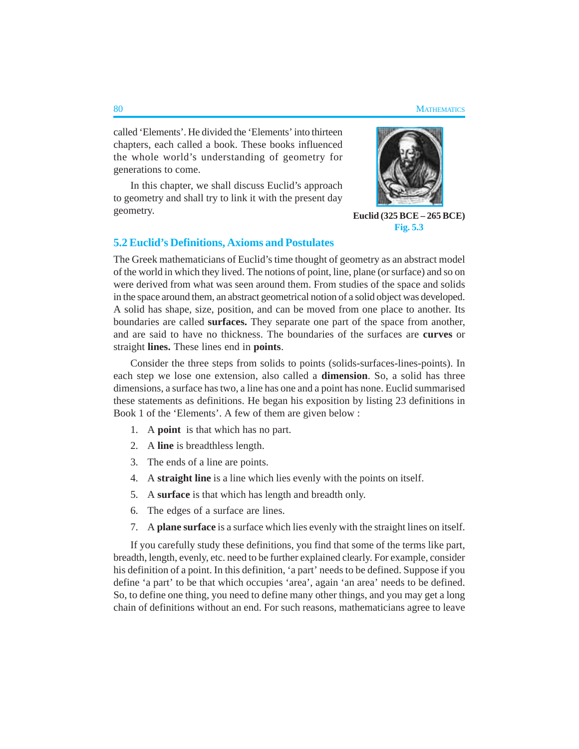called 'Elements'. He divided the 'Elements' into thirteen chapters, each called a book. These books influenced the whole world's understanding of geometry for generations to come.

In this chapter, we shall discuss Euclid's approach to geometry and shall try to link it with the present day geometry.

**Euclid (325 BCE – 265 BCE)**
**Fig. 5.3**

## 5.2 Euclid's Definitions, Axioms and Postulates

The Greek mathematicians of Euclid's time thought of geometry as an abstract model of the world in which they lived. The notions of point, line, plane (or surface) and so on were derived from what was seen around them. From studies of the space and solids in the space around them, an abstract geometrical notion of a solid object was developed. A solid has shape, size, position, and can be moved from one place to another. Its boundaries are called **surfaces.** They separate one part of the space from another, and are said to have no thickness. The boundaries of the surfaces are **curves** or straight **lines.** These lines end in **points**.

Consider the three steps from solids to points (solids-surfaces-lines-points). In each step we lose one extension, also called a **dimension**. So, a solid has three dimensions, a surface has two, a line has one and a point has none. Euclid summarised these statements as definitions. He began his exposition by listing 23 definitions in Book 1 of the 'Elements'. A few of them are given below :

1. A **point** is that which has no part.
2. A **line** is breadthless length.
3. The ends of a line are points.
4. A **straight line** is a line which lies evenly with the points on itself.
5. A **surface** is that which has length and breadth only.
6. The edges of a surface are lines.
7. A **plane surface** is a surface which lies evenly with the straight lines on itself.

If you carefully study these definitions, you find that some of the terms like part, breadth, length, evenly, etc. need to be further explained clearly. For example, consider his definition of a point. In this definition, 'a part' needs to be defined. Suppose if you define 'a part' to be that which occupies 'area', again 'an area' needs to be defined. So, to define one thing, you need to define many other things, and you may get a long chain of definitions without an end. For such reasons, mathematicians agree to leave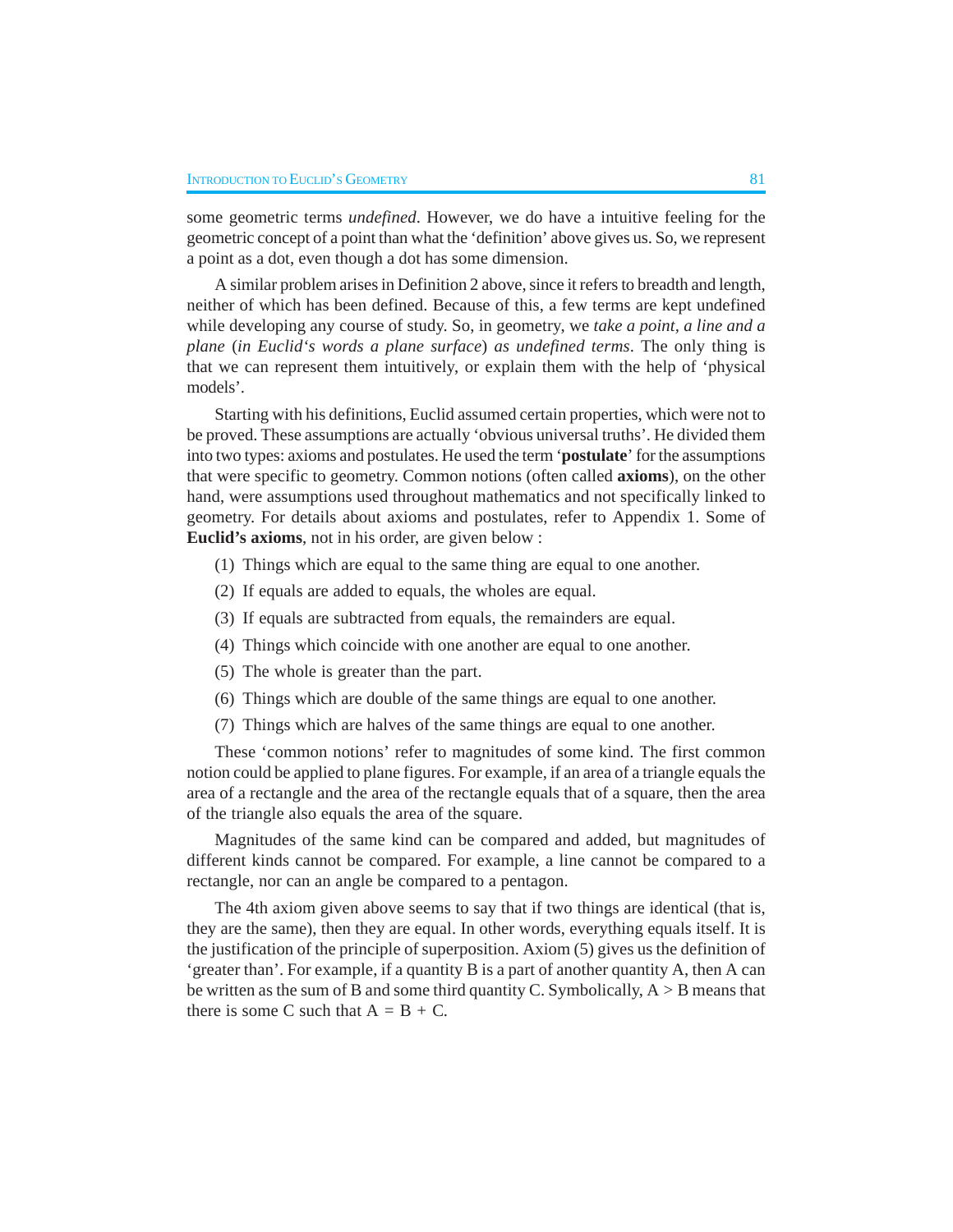some geometric terms *undefined*. However, we do have a intuitive feeling for the geometric concept of a point than what the 'definition' above gives us. So, we represent a point as a dot, even though a dot has some dimension.

A similar problem arises in Definition 2 above, since it refers to breadth and length, neither of which has been defined. Because of this, a few terms are kept undefined while developing any course of study. So, in geometry, we *take a point, a line and a plane* (*in Euclid's words a plane surface*) *as undefined terms*. The only thing is that we can represent them intuitively, or explain them with the help of 'physical models'.

Starting with his definitions, Euclid assumed certain properties, which were not to be proved. These assumptions are actually 'obvious universal truths'. He divided them into two types: axioms and postulates. He used the term '**postulate**' for the assumptions that were specific to geometry. Common notions (often called **axioms**), on the other hand, were assumptions used throughout mathematics and not specifically linked to geometry. For details about axioms and postulates, refer to Appendix 1. Some of **Euclid's axioms**, not in his order, are given below :

(1) Things which are equal to the same thing are equal to one another.

(2) If equals are added to equals, the wholes are equal.

(3) If equals are subtracted from equals, the remainders are equal.

(4) Things which coincide with one another are equal to one another.

(5) The whole is greater than the part.

(6) Things which are double of the same things are equal to one another.

(7) Things which are halves of the same things are equal to one another.

These 'common notions' refer to magnitudes of some kind. The first common notion could be applied to plane figures. For example, if an area of a triangle equals the area of a rectangle and the area of the rectangle equals that of a square, then the area of the triangle also equals the area of the square.

Magnitudes of the same kind can be compared and added, but magnitudes of different kinds cannot be compared. For example, a line cannot be compared to a rectangle, nor can an angle be compared to a pentagon.

The 4th axiom given above seems to say that if two things are identical (that is, they are the same), then they are equal. In other words, everything equals itself. It is the justification of the principle of superposition. Axiom (5) gives us the definition of 'greater than'. For example, if a quantity B is a part of another quantity A, then A can be written as the sum of B and some third quantity C. Symbolically, $A > B$ means that there is some C such that $A = B + C$.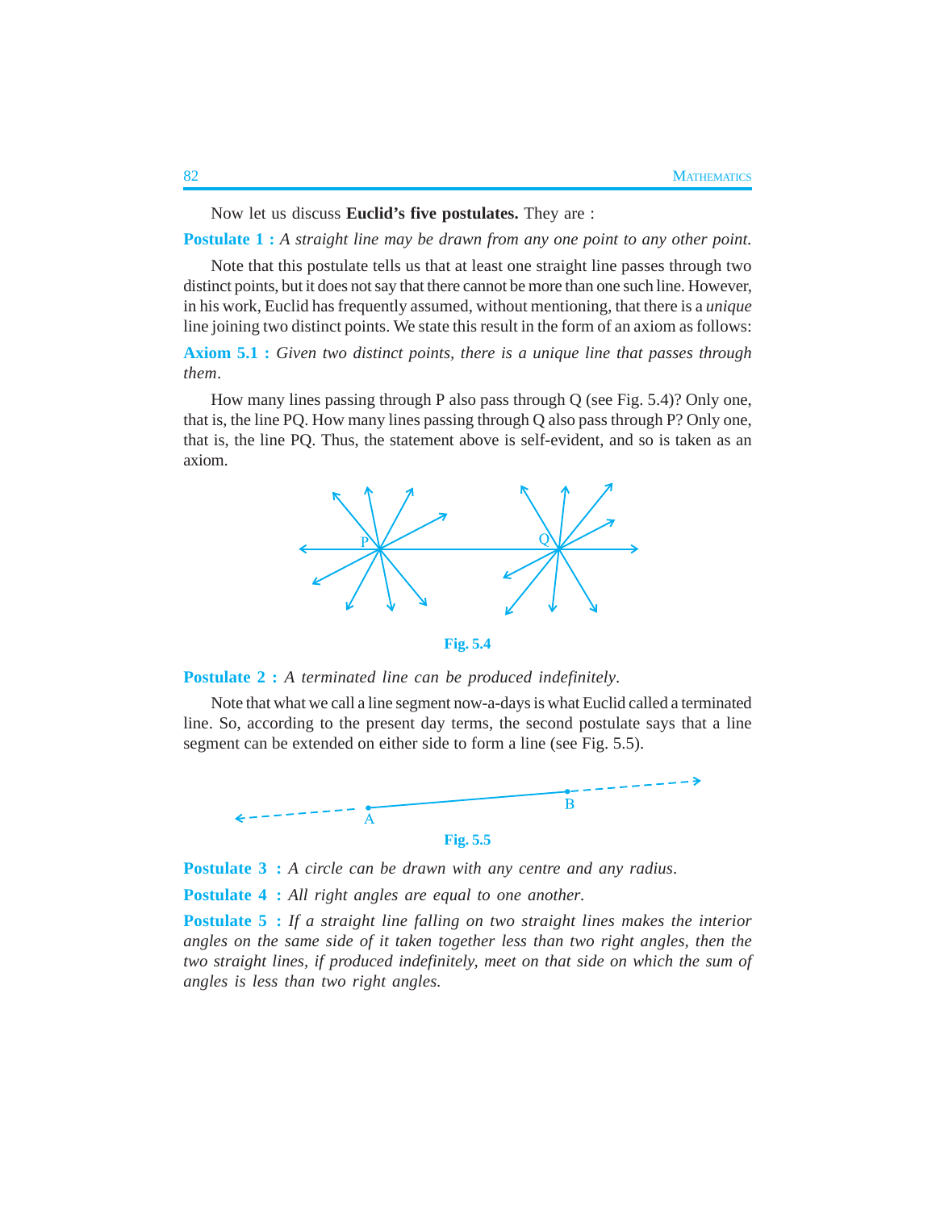Now let us discuss **Euclid's five postulates.** They are :

**Postulate 1 :** *A straight line may be drawn from any one point to any other point.*

Note that this postulate tells us that at least one straight line passes through two distinct points, but it does not say that there cannot be more than one such line. However, in his work, Euclid has frequently assumed, without mentioning, that there is a *unique* line joining two distinct points. We state this result in the form of an axiom as follows:

**Axiom 5.1 :** *Given two distinct points, there is a unique line that passes through them.*

How many lines passing through P also pass through Q (see Fig. 5.4)? Only one, that is, the line PQ. How many lines passing through Q also pass through P? Only one, that is, the line PQ. Thus, the statement above is self-evident, and so is taken as an axiom.

Fig. 5.4

**Postulate 2 :** *A terminated line can be produced indefinitely.*

Note that what we call a line segment now-a-days is what Euclid called a terminated line. So, according to the present day terms, the second postulate says that a line segment can be extended on either side to form a line (see Fig. 5.5).

Fig. 5.5

**Postulate 3 :** *A circle can be drawn with any centre and any radius.*

**Postulate 4 :** *All right angles are equal to one another.*

**Postulate 5 :** *If a straight line falling on two straight lines makes the interior angles on the same side of it taken together less than two right angles, then the two straight lines, if produced indefinitely, meet on that side on which the sum of angles is less than two right angles.*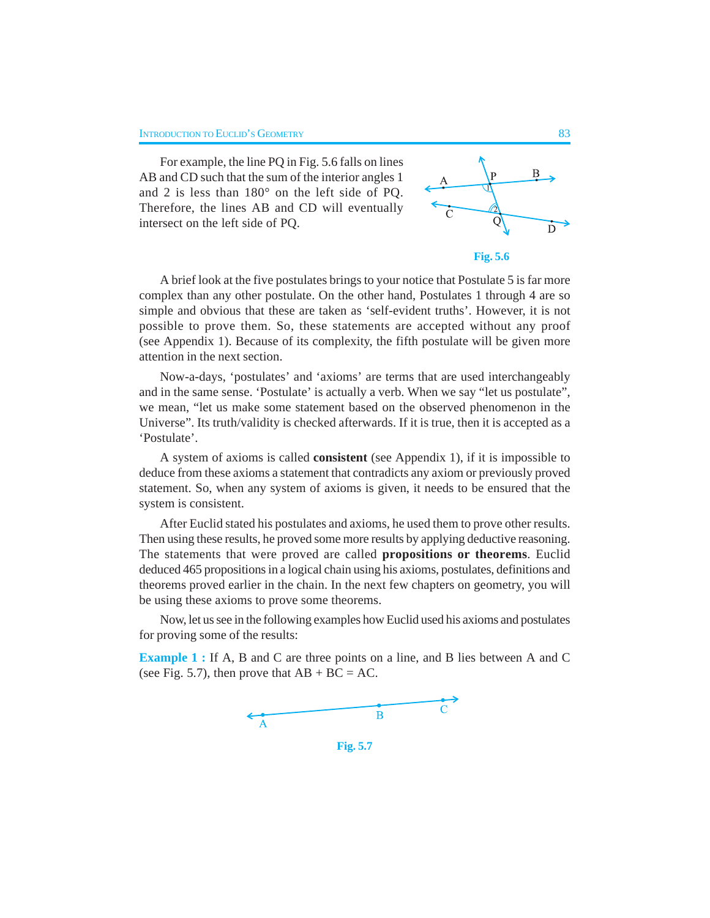For example, the line PQ in Fig. 5.6 falls on lines AB and CD such that the sum of the interior angles 1 and 2 is less than 180° on the left side of PQ. Therefore, the lines AB and CD will eventually intersect on the left side of PQ.

**Fig. 5.6**

A brief look at the five postulates brings to your notice that Postulate 5 is far more complex than any other postulate. On the other hand, Postulates 1 through 4 are so simple and obvious that these are taken as 'self-evident truths'. However, it is not possible to prove them. So, these statements are accepted without any proof (see Appendix 1). Because of its complexity, the fifth postulate will be given more attention in the next section.

Now-a-days, 'postulates' and 'axioms' are terms that are used interchangeably and in the same sense. 'Postulate' is actually a verb. When we say "let us postulate", we mean, "let us make some statement based on the observed phenomenon in the Universe". Its truth/validity is checked afterwards. If it is true, then it is accepted as a 'Postulate'.

A system of axioms is called **consistent** (see Appendix 1), if it is impossible to deduce from these axioms a statement that contradicts any axiom or previously proved statement. So, when any system of axioms is given, it needs to be ensured that the system is consistent.

After Euclid stated his postulates and axioms, he used them to prove other results. Then using these results, he proved some more results by applying deductive reasoning. The statements that were proved are called **propositions or theorems**. Euclid deduced 465 propositions in a logical chain using his axioms, postulates, definitions and theorems proved earlier in the chain. In the next few chapters on geometry, you will be using these axioms to prove some theorems.

Now, let us see in the following examples how Euclid used his axioms and postulates for proving some of the results:

**Example 1 :** If A, B and C are three points on a line, and B lies between A and C (see Fig. 5.7), then prove that AB + BC = AC.

**Fig. 5.7**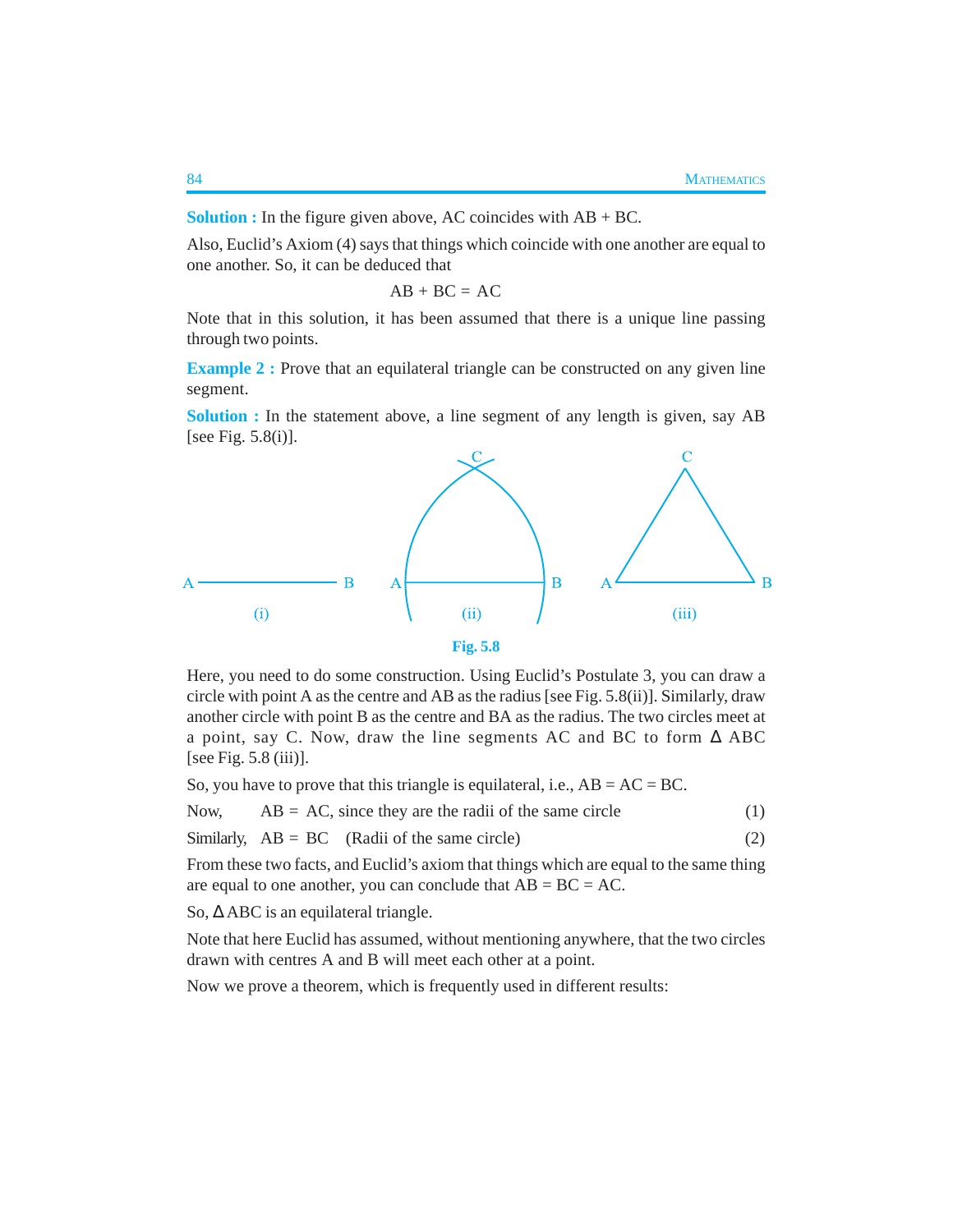**Solution :** In the figure given above, AC coincides with AB + BC.

Also, Euclid's Axiom (4) says that things which coincide with one another are equal to one another. So, it can be deduced that

$$AB + BC = AC$$

Note that in this solution, it has been assumed that there is a unique line passing through two points.

**Example 2 :** Prove that an equilateral triangle can be constructed on any given line segment.

**Solution :** In the statement above, a line segment of any length is given, say AB [see Fig. 5.8(i)].

Fig. 5.8

Here, you need to do some construction. Using Euclid's Postulate 3, you can draw a circle with point A as the centre and AB as the radius [see Fig. 5.8(ii)]. Similarly, draw another circle with point B as the centre and BA as the radius. The two circles meet at a point, say C. Now, draw the line segments AC and BC to form $\Delta$ ABC [see Fig. 5.8 (iii)].

So, you have to prove that this triangle is equilateral, i.e., AB = AC = BC.

Now, AB = AC, since they are the radii of the same circle (1)

Similarly, AB = BC (Radii of the same circle) (2)

From these two facts, and Euclid's axiom that things which are equal to the same thing are equal to one another, you can conclude that AB = BC = AC.

So, $\Delta$ ABC is an equilateral triangle.

Note that here Euclid has assumed, without mentioning anywhere, that the two circles drawn with centres A and B will meet each other at a point.

Now we prove a theorem, which is frequently used in different results: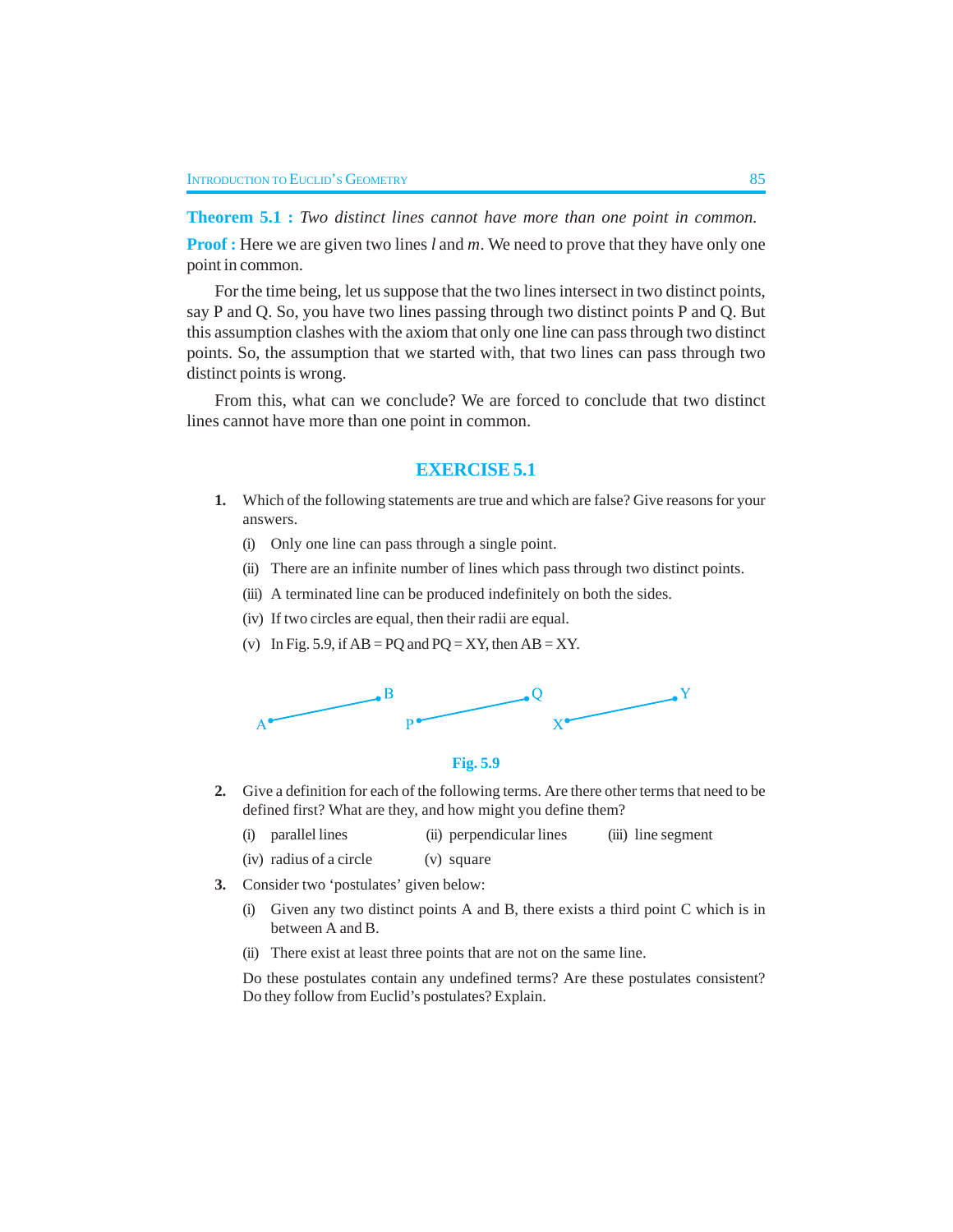**Theorem 5.1 :** *Two distinct lines cannot have more than one point in common.*

**Proof :** Here we are given two lines *l* and *m*. We need to prove that they have only one point in common.

For the time being, let us suppose that the two lines intersect in two distinct points, say P and Q. So, you have two lines passing through two distinct points P and Q. But this assumption clashes with the axiom that only one line can pass through two distinct points. So, the assumption that we started with, that two lines can pass through two distinct points is wrong.

From this, what can we conclude? We are forced to conclude that two distinct lines cannot have more than one point in common.

## EXERCISE 5.1

**1.** Which of the following statements are true and which are false? Give reasons for your answers.

(i) Only one line can pass through a single point.

(ii) There are an infinite number of lines which pass through two distinct points.

(iii) A terminated line can be produced indefinitely on both the sides.

(iv) If two circles are equal, then their radii are equal.

(v) In Fig. 5.9, if AB = PQ and PQ = XY, then AB = XY.

**Fig. 5.9**

**2.** Give a definition for each of the following terms. Are there other terms that need to be defined first? What are they, and how might you define them?

(i) parallel lines (ii) perpendicular lines (iii) line segment

(iv) radius of a circle (v) square

**3.** Consider two 'postulates' given below:

(i) Given any two distinct points A and B, there exists a third point C which is in between A and B.

(ii) There exist at least three points that are not on the same line.

Do these postulates contain any undefined terms? Are these postulates consistent? Do they follow from Euclid's postulates? Explain.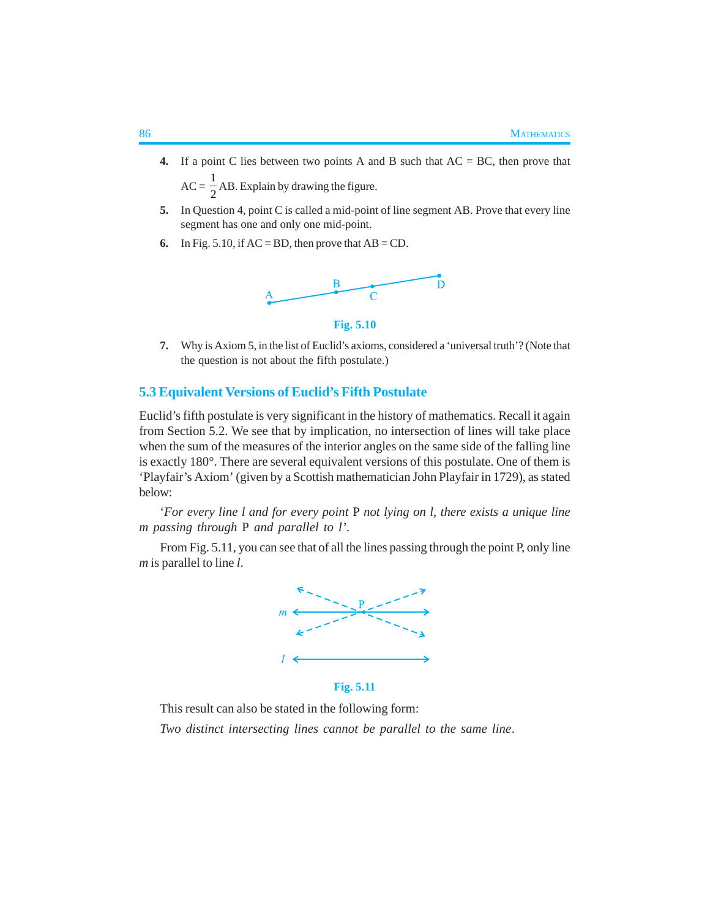4. If a point C lies between two points A and B such that AC = BC, then prove that $AC = \frac{1}{2} AB$. Explain by drawing the figure.

5. In Question 4, point C is called a mid-point of line segment AB. Prove that every line segment has one and only one mid-point.

6. In Fig. 5.10, if AC = BD, then prove that AB = CD.

Fig. 5.10

7. Why is Axiom 5, in the list of Euclid's axioms, considered a 'universal truth'? (Note that the question is not about the fifth postulate.)

## 5.3 Equivalent Versions of Euclid's Fifth Postulate

Euclid's fifth postulate is very significant in the history of mathematics. Recall it again from Section 5.2. We see that by implication, no intersection of lines will take place when the sum of the measures of the interior angles on the same side of the falling line is exactly 180°. There are several equivalent versions of this postulate. One of them is 'Playfair's Axiom' (given by a Scottish mathematician John Playfair in 1729), as stated below:

*'For every line $l$ and for every point* P *not lying on $l$, there exists a unique line $m$ passing through* P *and parallel to $l$'.*

From Fig. 5.11, you can see that of all the lines passing through the point P, only line $m$ is parallel to line $l$.

Fig. 5.11

This result can also be stated in the following form:

*Two distinct intersecting lines cannot be parallel to the same line.*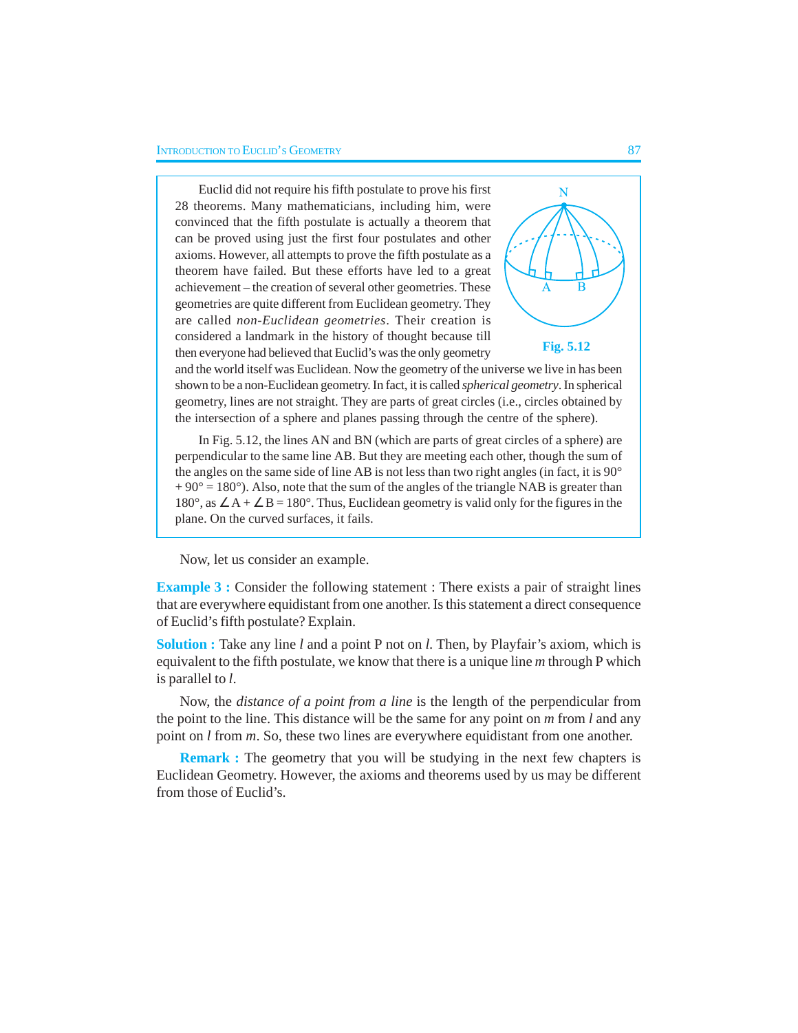Euclid did not require his fifth postulate to prove his first 28 theorems. Many mathematicians, including him, were convinced that the fifth postulate is actually a theorem that can be proved using just the first four postulates and other axioms. However, all attempts to prove the fifth postulate as a theorem have failed. But these efforts have led to a great achievement – the creation of several other geometries. These geometries are quite different from Euclidean geometry. They are called *non-Euclidean geometries*. Their creation is considered a landmark in the history of thought because till then everyone had believed that Euclid's was the only geometry and the world itself was Euclidean. Now the geometry of the universe we live in has been shown to be a non-Euclidean geometry. In fact, it is called *spherical geometry*. In spherical geometry, lines are not straight. They are parts of great circles (i.e., circles obtained by the intersection of a sphere and planes passing through the centre of the sphere).

**Fig. 5.12**

In Fig. 5.12, the lines AN and BN (which are parts of great circles of a sphere) are perpendicular to the same line AB. But they are meeting each other, though the sum of the angles on the same side of line AB is not less than two right angles (in fact, it is $90° + 90° = 180°$). Also, note that the sum of the angles of the triangle NAB is greater than $180°$, as $\angle A + \angle B = 180°$. Thus, Euclidean geometry is valid only for the figures in the plane. On the curved surfaces, it fails.

Now, let us consider an example.

**Example 3 :** Consider the following statement : There exists a pair of straight lines that are everywhere equidistant from one another. Is this statement a direct consequence of Euclid's fifth postulate? Explain.

**Solution :** Take any line $l$ and a point P not on $l$. Then, by Playfair's axiom, which is equivalent to the fifth postulate, we know that there is a unique line $m$ through P which is parallel to $l$.

Now, the *distance of a point from a line* is the length of the perpendicular from the point to the line. This distance will be the same for any point on $m$ from $l$ and any point on $l$ from $m$. So, these two lines are everywhere equidistant from one another.

**Remark :** The geometry that you will be studying in the next few chapters is Euclidean Geometry. However, the axioms and theorems used by us may be different from those of Euclid's.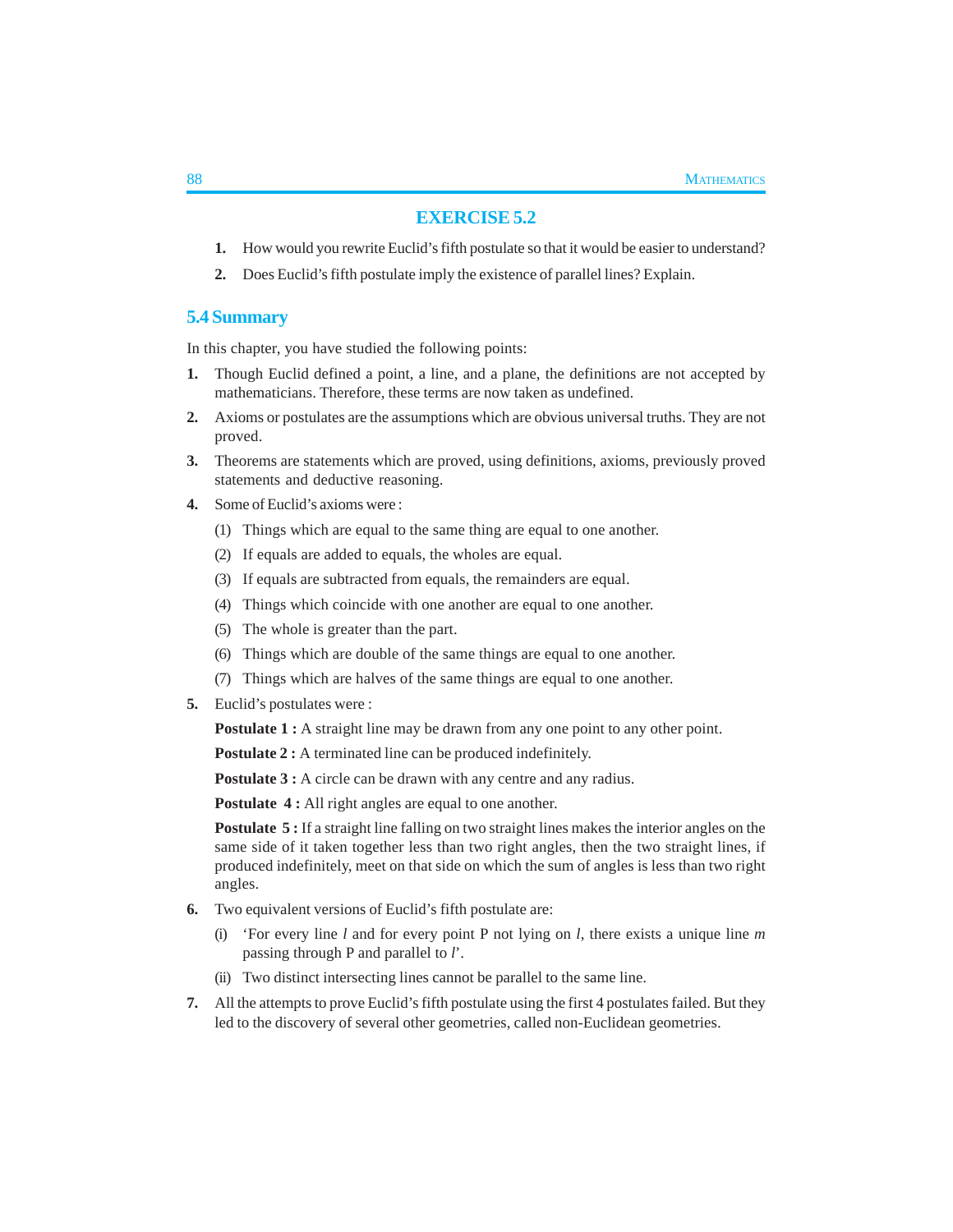## EXERCISE 5.2

1. How would you rewrite Euclid's fifth postulate so that it would be easier to understand?
2. Does Euclid's fifth postulate imply the existence of parallel lines? Explain.

## 5.4 Summary

In this chapter, you have studied the following points:

1. Though Euclid defined a point, a line, and a plane, the definitions are not accepted by mathematicians. Therefore, these terms are now taken as undefined.
2. Axioms or postulates are the assumptions which are obvious universal truths. They are not proved.
3. Theorems are statements which are proved, using definitions, axioms, previously proved statements and deductive reasoning.
4. Some of Euclid's axioms were :
   (1) Things which are equal to the same thing are equal to one another.
   (2) If equals are added to equals, the wholes are equal.
   (3) If equals are subtracted from equals, the remainders are equal.
   (4) Things which coincide with one another are equal to one another.
   (5) The whole is greater than the part.
   (6) Things which are double of the same things are equal to one another.
   (7) Things which are halves of the same things are equal to one another.
5. Euclid's postulates were :

   **Postulate 1 :** A straight line may be drawn from any one point to any other point.

   **Postulate 2 :** A terminated line can be produced indefinitely.

   **Postulate 3 :** A circle can be drawn with any centre and any radius.

   **Postulate 4 :** All right angles are equal to one another.

   **Postulate 5 :** If a straight line falling on two straight lines makes the interior angles on the same side of it taken together less than two right angles, then the two straight lines, if produced indefinitely, meet on that side on which the sum of angles is less than two right angles.
6. Two equivalent versions of Euclid's fifth postulate are:
   (i) 'For every line $l$ and for every point P not lying on $l$, there exists a unique line $m$ passing through P and parallel to $l$'.
   (ii) Two distinct intersecting lines cannot be parallel to the same line.
7. All the attempts to prove Euclid's fifth postulate using the first 4 postulates failed. But they led to the discovery of several other geometries, called non-Euclidean geometries.